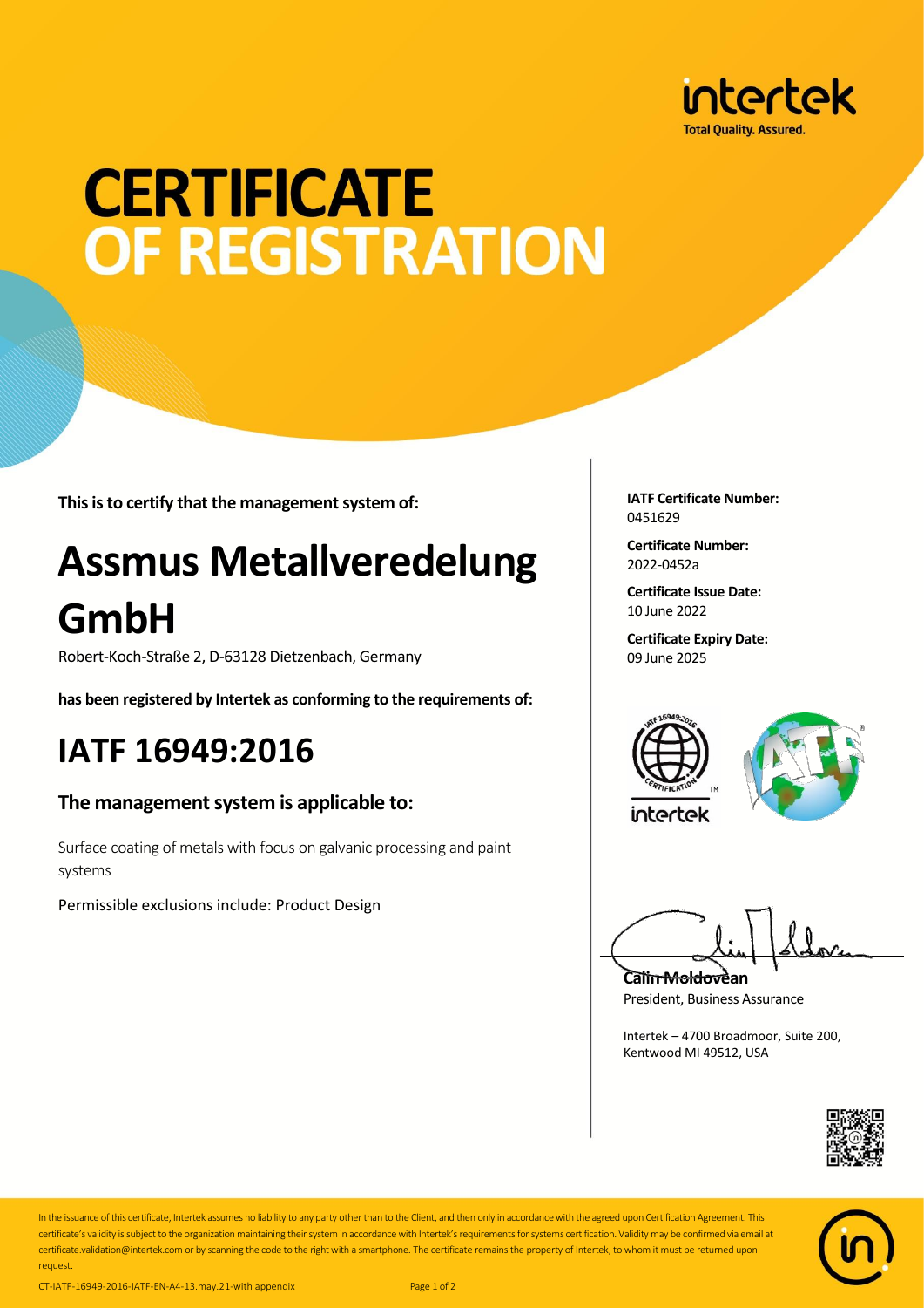intertek
Total Quality. Assured.

# CERTIFICATE OF REGISTRATION

**This is to certify that the management system of:**

# Assmus Metallveredelung GmbH

Robert-Koch-Straße 2, D-63128 Dietzenbach, Germany

**has been registered by Intertek as conforming to the requirements of:**

## IATF 16949:2016

### The management system is applicable to:

Surface coating of metals with focus on galvanic processing and paint systems

Permissible exclusions include: Product Design

**IATF Certificate Number:**
0451629

**Certificate Number:**
2022-0452a

**Certificate Issue Date:**
10 June 2022

**Certificate Expiry Date:**
09 June 2025

**Calin Moldovean**
President, Business Assurance

Intertek – 4700 Broadmoor, Suite 200, Kentwood MI 49512, USA

In the issuance of this certificate, Intertek assumes no liability to any party other than to the Client, and then only in accordance with the agreed upon Certification Agreement. This certificate's validity is subject to the organization maintaining their system in accordance with Intertek's requirements for systems certification. Validity may be confirmed via email at certificate.validation@intertek.com or by scanning the code to the right with a smartphone. The certificate remains the property of Intertek, to whom it must be returned upon request.

CT-IATF-16949-2016-IATF-EN-A4-13.may.21-with appendix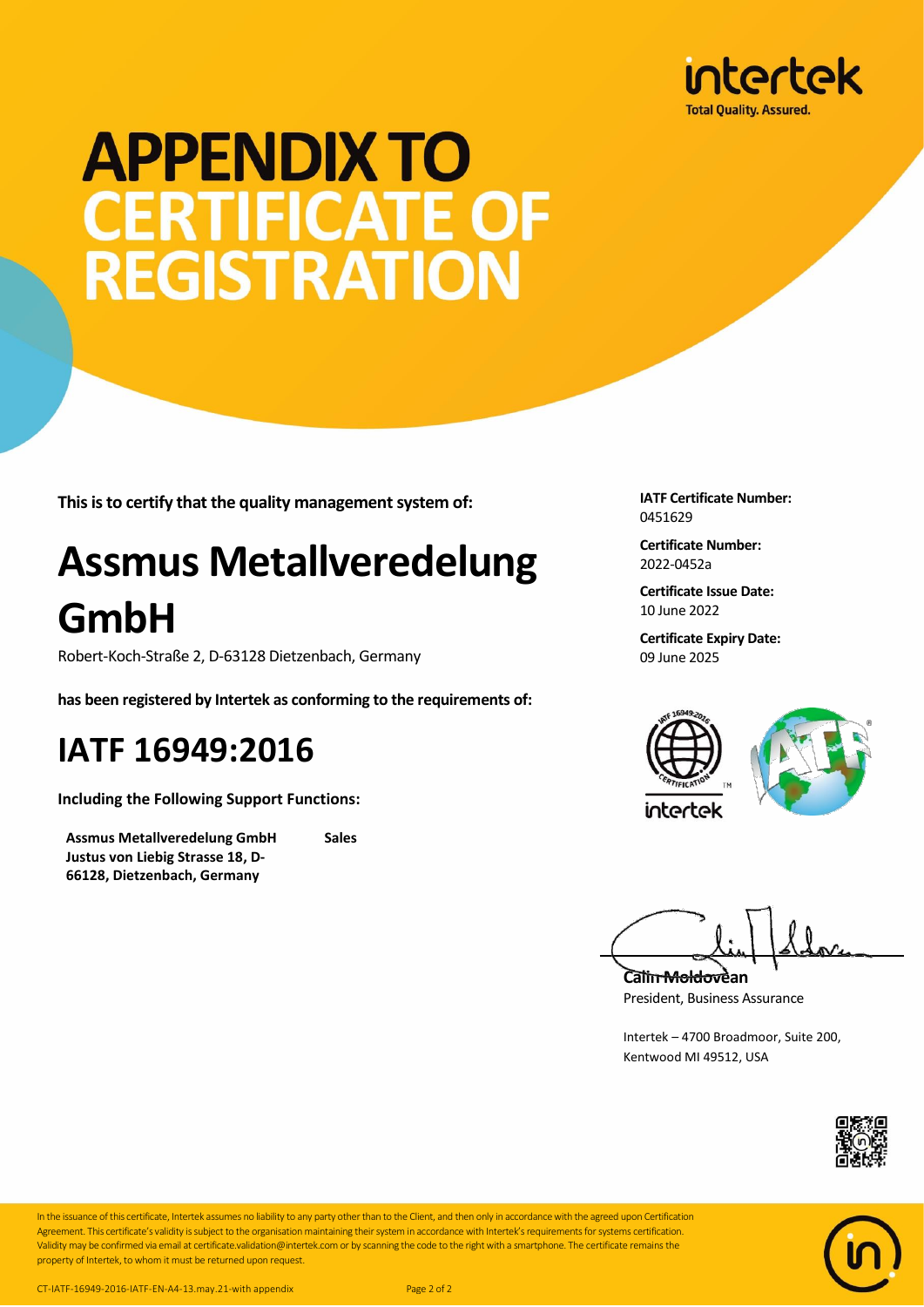# APPENDIX TO CERTIFICATE OF REGISTRATION

**This is to certify that the quality management system of:**

# Assmus Metallveredelung GmbH

Robert-Koch-Straße 2, D-63128 Dietzenbach, Germany

**has been registered by Intertek as conforming to the requirements of:**

# IATF 16949:2016

**Including the Following Support Functions:**

| | |
|---|---|
| **Assmus Metallveredelung GmbH Justus von Liebig Strasse 18, D-66128, Dietzenbach, Germany** | **Sales** |

**IATF Certificate Number:**
0451629

**Certificate Number:**
2022-0452a

**Certificate Issue Date:**
10 June 2022

**Certificate Expiry Date:**
09 June 2025

**Calin Moldovean**
President, Business Assurance

Intertek – 4700 Broadmoor, Suite 200, Kentwood MI 49512, USA

In the issuance of this certificate, Intertek assumes no liability to any party other than to the Client, and then only in accordance with the agreed upon Certification Agreement. This certificate's validity is subject to the organisation maintaining their system in accordance with Intertek's requirements for systems certification. Validity may be confirmed via email at certificate.validation@intertek.com or by scanning the code to the right with a smartphone. The certificate remains the property of Intertek, to whom it must be returned upon request.

CT-IATF-16949-2016-IATF-EN-A4-13.may.21-with appendix